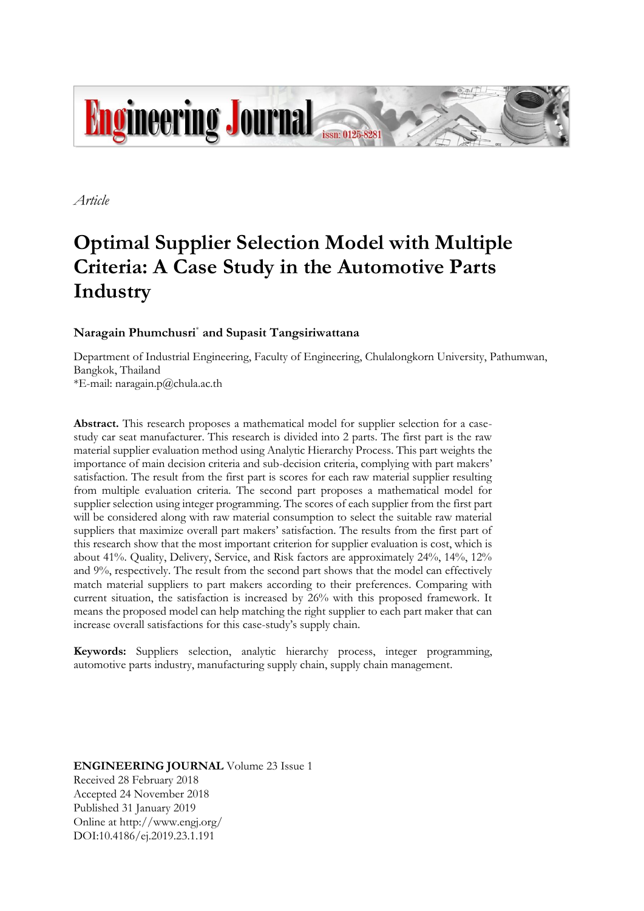*Article*

# Optimal Supplier Selection Model with Multiple Criteria: A Case Study in the Automotive Parts Industry

**Naragain Phumchusri*** **and Supasit Tangsiriwattana**

Department of Industrial Engineering, Faculty of Engineering, Chulalongkorn University, Pathumwan, Bangkok, Thailand
*E-mail: naragain.p@chula.ac.th

**Abstract.** This research proposes a mathematical model for supplier selection for a case-study car seat manufacturer. This research is divided into 2 parts. The first part is the raw material supplier evaluation method using Analytic Hierarchy Process. This part weights the importance of main decision criteria and sub-decision criteria, complying with part makers' satisfaction. The result from the first part is scores for each raw material supplier resulting from multiple evaluation criteria. The second part proposes a mathematical model for supplier selection using integer programming. The scores of each supplier from the first part will be considered along with raw material consumption to select the suitable raw material suppliers that maximize overall part makers' satisfaction. The results from the first part of this research show that the most important criterion for supplier evaluation is cost, which is about 41%. Quality, Delivery, Service, and Risk factors are approximately 24%, 14%, 12% and 9%, respectively. The result from the second part shows that the model can effectively match material suppliers to part makers according to their preferences. Comparing with current situation, the satisfaction is increased by 26% with this proposed framework. It means the proposed model can help matching the right supplier to each part maker that can increase overall satisfactions for this case-study's supply chain.

**Keywords:** Suppliers selection, analytic hierarchy process, integer programming, automotive parts industry, manufacturing supply chain, supply chain management.

**ENGINEERING JOURNAL** Volume 23 Issue 1
Received 28 February 2018
Accepted 24 November 2018
Published 31 January 2019
Online at http://www.engj.org/
DOI:10.4186/ej.2019.23.1.191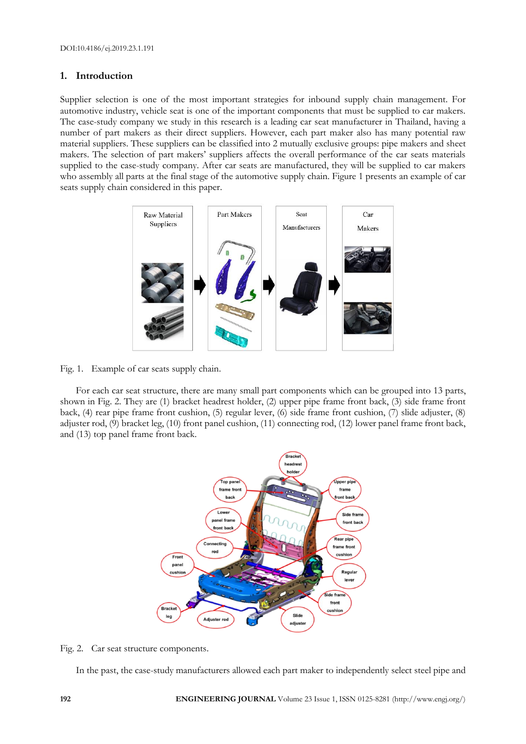## 1. Introduction

Supplier selection is one of the most important strategies for inbound supply chain management. For automotive industry, vehicle seat is one of the important components that must be supplied to car makers. The case-study company we study in this research is a leading car seat manufacturer in Thailand, having a number of part makers as their direct suppliers. However, each part maker also has many potential raw material suppliers. These suppliers can be classified into 2 mutually exclusive groups: pipe makers and sheet makers. The selection of part makers' suppliers affects the overall performance of the car seats materials supplied to the case-study company. After car seats are manufactured, they will be supplied to car makers who assembly all parts at the final stage of the automotive supply chain. Figure 1 presents an example of car seats supply chain considered in this paper.

Fig. 1. Example of car seats supply chain.

For each car seat structure, there are many small part components which can be grouped into 13 parts, shown in Fig. 2. They are (1) bracket headrest holder, (2) upper pipe frame front back, (3) side frame front back, (4) rear pipe frame front cushion, (5) regular lever, (6) side frame front cushion, (7) slide adjuster, (8) adjuster rod, (9) bracket leg, (10) front panel cushion, (11) connecting rod, (12) lower panel frame front back, and (13) top panel frame front back.

Fig. 2. Car seat structure components.

In the past, the case-study manufacturers allowed each part maker to independently select steel pipe and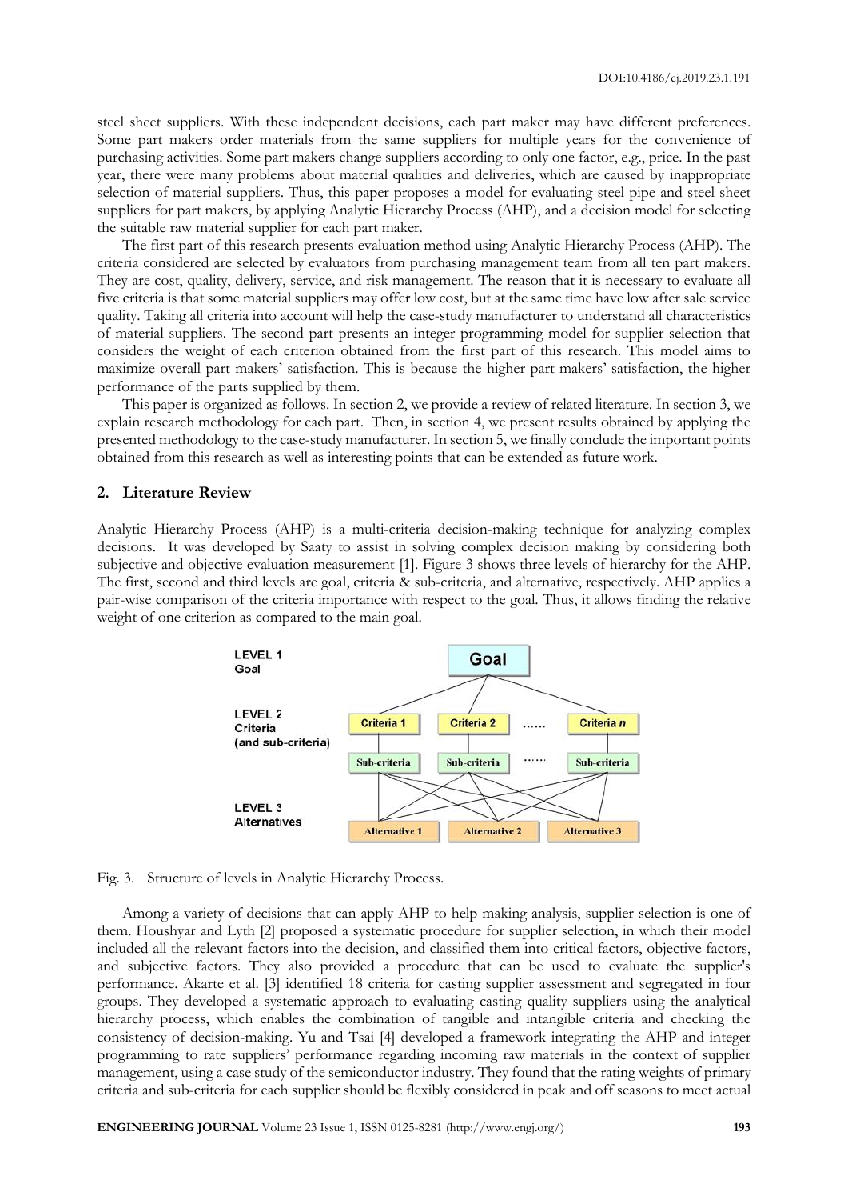steel sheet suppliers. With these independent decisions, each part maker may have different preferences. Some part makers order materials from the same suppliers for multiple years for the convenience of purchasing activities. Some part makers change suppliers according to only one factor, e.g., price. In the past year, there were many problems about material qualities and deliveries, which are caused by inappropriate selection of material suppliers. Thus, this paper proposes a model for evaluating steel pipe and steel sheet suppliers for part makers, by applying Analytic Hierarchy Process (AHP), and a decision model for selecting the suitable raw material supplier for each part maker.

The first part of this research presents evaluation method using Analytic Hierarchy Process (AHP). The criteria considered are selected by evaluators from purchasing management team from all ten part makers. They are cost, quality, delivery, service, and risk management. The reason that it is necessary to evaluate all five criteria is that some material suppliers may offer low cost, but at the same time have low after sale service quality. Taking all criteria into account will help the case-study manufacturer to understand all characteristics of material suppliers. The second part presents an integer programming model for supplier selection that considers the weight of each criterion obtained from the first part of this research. This model aims to maximize overall part makers' satisfaction. This is because the higher part makers' satisfaction, the higher performance of the parts supplied by them.

This paper is organized as follows. In section 2, we provide a review of related literature. In section 3, we explain research methodology for each part. Then, in section 4, we present results obtained by applying the presented methodology to the case-study manufacturer. In section 5, we finally conclude the important points obtained from this research as well as interesting points that can be extended as future work.

## 2. Literature Review

Analytic Hierarchy Process (AHP) is a multi-criteria decision-making technique for analyzing complex decisions. It was developed by Saaty to assist in solving complex decision making by considering both subjective and objective evaluation measurement [1]. Figure 3 shows three levels of hierarchy for the AHP. The first, second and third levels are goal, criteria & sub-criteria, and alternative, respectively. AHP applies a pair-wise comparison of the criteria importance with respect to the goal. Thus, it allows finding the relative weight of one criterion as compared to the main goal.

Fig. 3. Structure of levels in Analytic Hierarchy Process.

Among a variety of decisions that can apply AHP to help making analysis, supplier selection is one of them. Houshyar and Lyth [2] proposed a systematic procedure for supplier selection, in which their model included all the relevant factors into the decision, and classified them into critical factors, objective factors, and subjective factors. They also provided a procedure that can be used to evaluate the supplier's performance. Akarte et al. [3] identified 18 criteria for casting supplier assessment and segregated in four groups. They developed a systematic approach to evaluating casting quality suppliers using the analytical hierarchy process, which enables the combination of tangible and intangible criteria and checking the consistency of decision-making. Yu and Tsai [4] developed a framework integrating the AHP and integer programming to rate suppliers' performance regarding incoming raw materials in the context of supplier management, using a case study of the semiconductor industry. They found that the rating weights of primary criteria and sub-criteria for each supplier should be flexibly considered in peak and off seasons to meet actual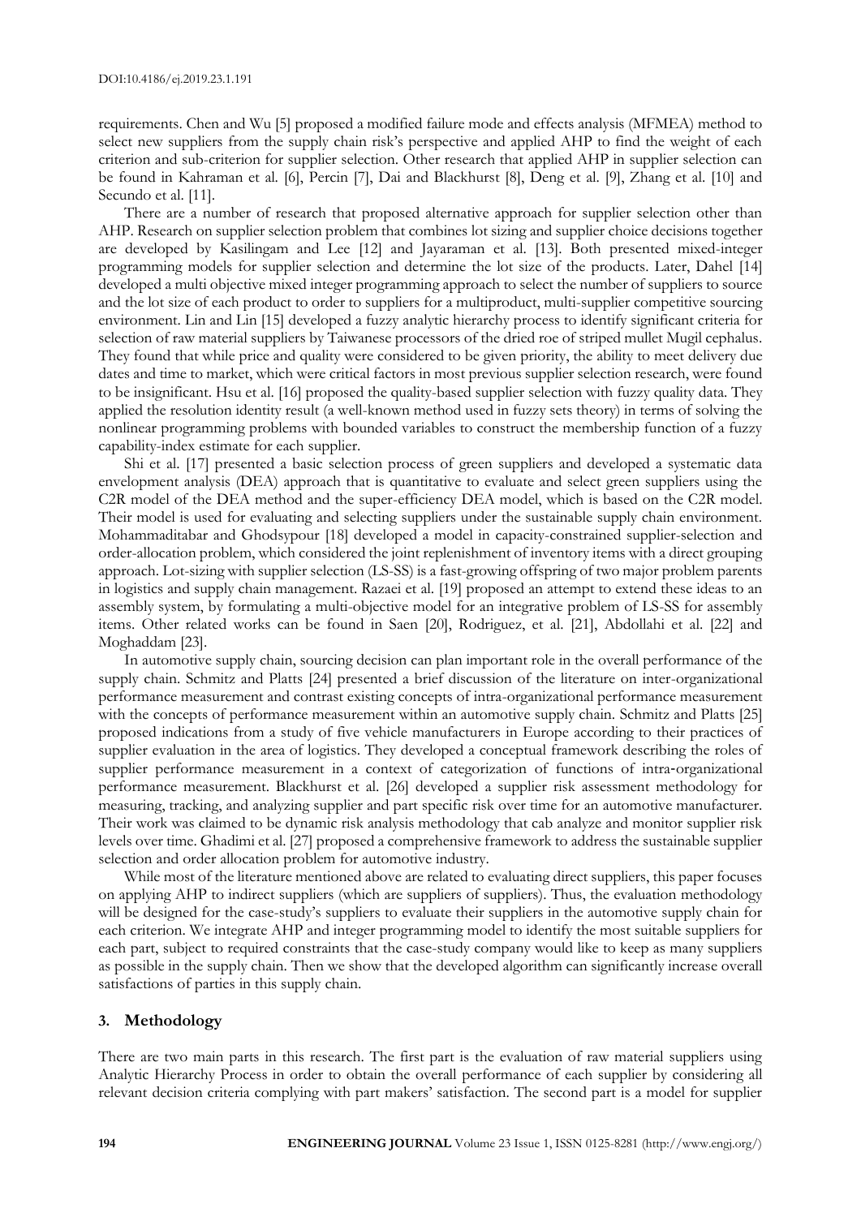requirements. Chen and Wu [5] proposed a modified failure mode and effects analysis (MFMEA) method to select new suppliers from the supply chain risk's perspective and applied AHP to find the weight of each criterion and sub-criterion for supplier selection. Other research that applied AHP in supplier selection can be found in Kahraman et al. [6], Percin [7], Dai and Blackhurst [8], Deng et al. [9], Zhang et al. [10] and Secundo et al. [11].

There are a number of research that proposed alternative approach for supplier selection other than AHP. Research on supplier selection problem that combines lot sizing and supplier choice decisions together are developed by Kasilingam and Lee [12] and Jayaraman et al. [13]. Both presented mixed-integer programming models for supplier selection and determine the lot size of the products. Later, Dahel [14] developed a multi objective mixed integer programming approach to select the number of suppliers to source and the lot size of each product to order to suppliers for a multiproduct, multi-supplier competitive sourcing environment. Lin and Lin [15] developed a fuzzy analytic hierarchy process to identify significant criteria for selection of raw material suppliers by Taiwanese processors of the dried roe of striped mullet Mugil cephalus. They found that while price and quality were considered to be given priority, the ability to meet delivery due dates and time to market, which were critical factors in most previous supplier selection research, were found to be insignificant. Hsu et al. [16] proposed the quality-based supplier selection with fuzzy quality data. They applied the resolution identity result (a well-known method used in fuzzy sets theory) in terms of solving the nonlinear programming problems with bounded variables to construct the membership function of a fuzzy capability-index estimate for each supplier.

Shi et al. [17] presented a basic selection process of green suppliers and developed a systematic data envelopment analysis (DEA) approach that is quantitative to evaluate and select green suppliers using the C2R model of the DEA method and the super-efficiency DEA model, which is based on the C2R model. Their model is used for evaluating and selecting suppliers under the sustainable supply chain environment. Mohammaditabar and Ghodsypour [18] developed a model in capacity-constrained supplier-selection and order-allocation problem, which considered the joint replenishment of inventory items with a direct grouping approach. Lot-sizing with supplier selection (LS-SS) is a fast-growing offspring of two major problem parents in logistics and supply chain management. Razaei et al. [19] proposed an attempt to extend these ideas to an assembly system, by formulating a multi-objective model for an integrative problem of LS-SS for assembly items. Other related works can be found in Saen [20], Rodriguez, et al. [21], Abdollahi et al. [22] and Moghaddam [23].

In automotive supply chain, sourcing decision can plan important role in the overall performance of the supply chain. Schmitz and Platts [24] presented a brief discussion of the literature on inter-organizational performance measurement and contrast existing concepts of intra-organizational performance measurement with the concepts of performance measurement within an automotive supply chain. Schmitz and Platts [25] proposed indications from a study of five vehicle manufacturers in Europe according to their practices of supplier evaluation in the area of logistics. They developed a conceptual framework describing the roles of supplier performance measurement in a context of categorization of functions of intra-organizational performance measurement. Blackhurst et al. [26] developed a supplier risk assessment methodology for measuring, tracking, and analyzing supplier and part specific risk over time for an automotive manufacturer. Their work was claimed to be dynamic risk analysis methodology that cab analyze and monitor supplier risk levels over time. Ghadimi et al. [27] proposed a comprehensive framework to address the sustainable supplier selection and order allocation problem for automotive industry.

While most of the literature mentioned above are related to evaluating direct suppliers, this paper focuses on applying AHP to indirect suppliers (which are suppliers of suppliers). Thus, the evaluation methodology will be designed for the case-study's suppliers to evaluate their suppliers in the automotive supply chain for each criterion. We integrate AHP and integer programming model to identify the most suitable suppliers for each part, subject to required constraints that the case-study company would like to keep as many suppliers as possible in the supply chain. Then we show that the developed algorithm can significantly increase overall satisfactions of parties in this supply chain.

## 3. Methodology

There are two main parts in this research. The first part is the evaluation of raw material suppliers using Analytic Hierarchy Process in order to obtain the overall performance of each supplier by considering all relevant decision criteria complying with part makers' satisfaction. The second part is a model for supplier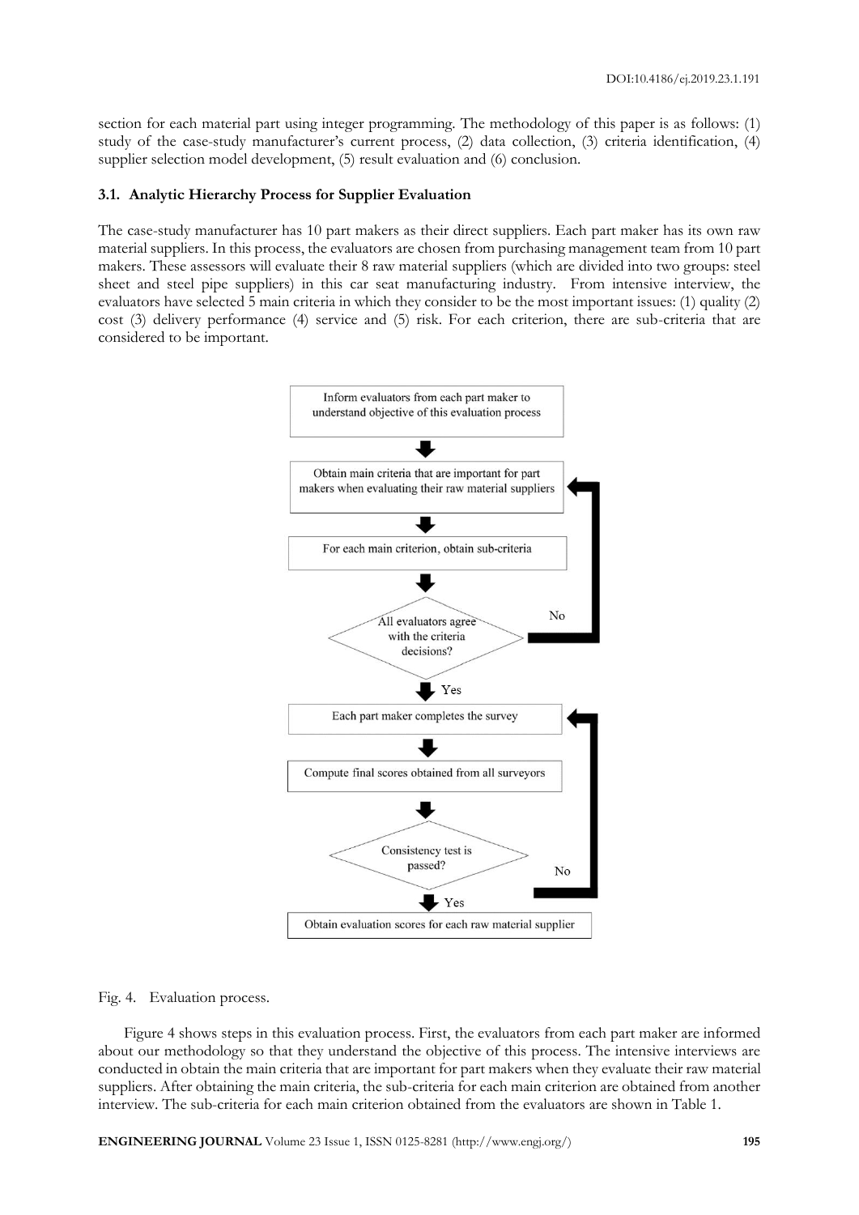section for each material part using integer programming. The methodology of this paper is as follows: (1) study of the case-study manufacturer's current process, (2) data collection, (3) criteria identification, (4) supplier selection model development, (5) result evaluation and (6) conclusion.

### 3.1. Analytic Hierarchy Process for Supplier Evaluation

The case-study manufacturer has 10 part makers as their direct suppliers. Each part maker has its own raw material suppliers. In this process, the evaluators are chosen from purchasing management team from 10 part makers. These assessors will evaluate their 8 raw material suppliers (which are divided into two groups: steel sheet and steel pipe suppliers) in this car seat manufacturing industry. From intensive interview, the evaluators have selected 5 main criteria in which they consider to be the most important issues: (1) quality (2) cost (3) delivery performance (4) service and (5) risk. For each criterion, there are sub-criteria that are considered to be important.

Inform evaluators from each part maker to understand objective of this evaluation process

Obtain main criteria that are important for part makers when evaluating their raw material suppliers

For each main criterion, obtain sub-criteria

All evaluators agree with the criteria decisions?

No

Yes

Each part maker completes the survey

Compute final scores obtained from all surveyors

Consistency test is passed?

No

Yes

Obtain evaluation scores for each raw material supplier

Fig. 4. Evaluation process.

Figure 4 shows steps in this evaluation process. First, the evaluators from each part maker are informed about our methodology so that they understand the objective of this process. The intensive interviews are conducted in obtain the main criteria that are important for part makers when they evaluate their raw material suppliers. After obtaining the main criteria, the sub-criteria for each main criterion are obtained from another interview. The sub-criteria for each main criterion obtained from the evaluators are shown in Table 1.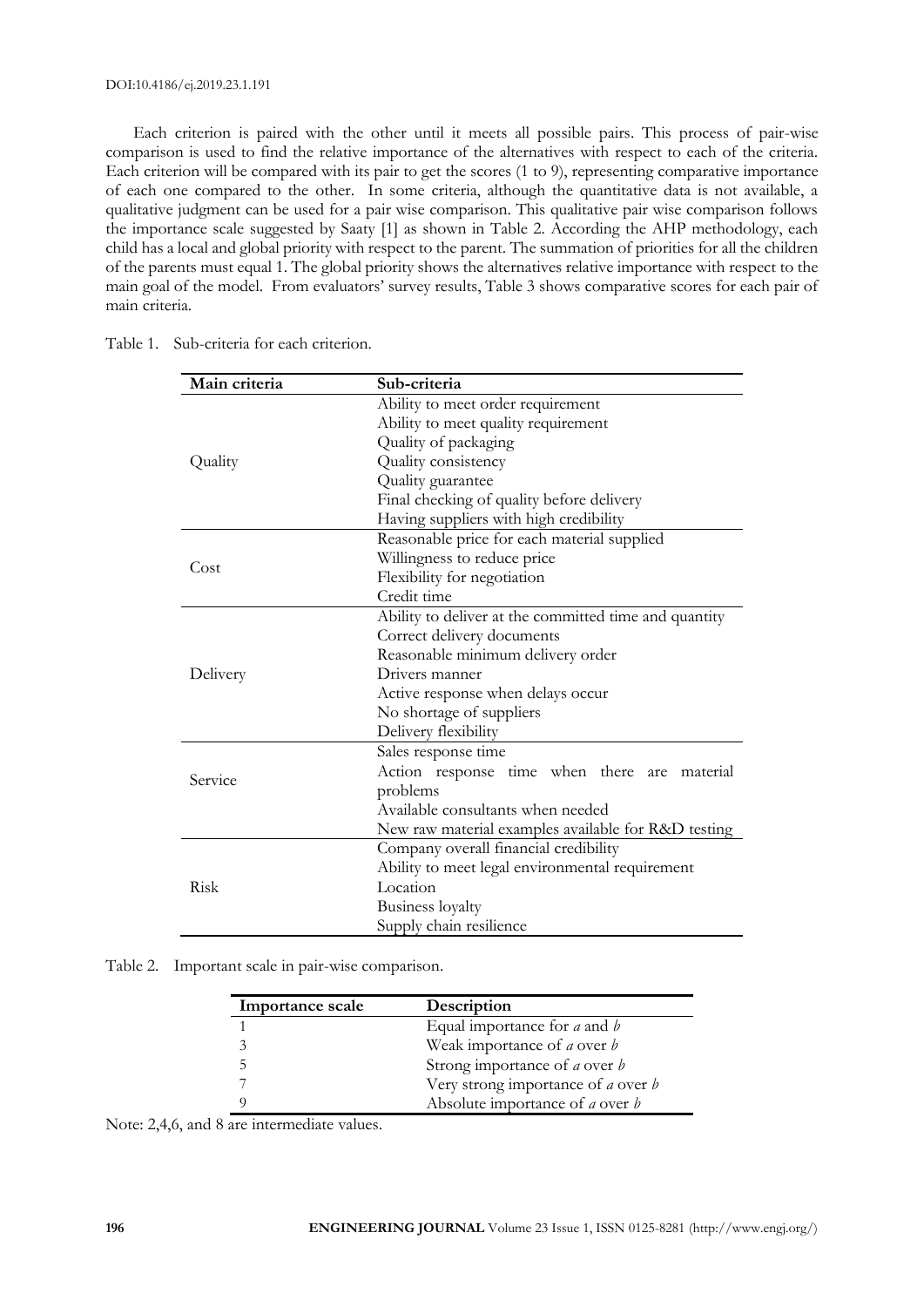Each criterion is paired with the other until it meets all possible pairs. This process of pair-wise comparison is used to find the relative importance of the alternatives with respect to each of the criteria. Each criterion will be compared with its pair to get the scores (1 to 9), representing comparative importance of each one compared to the other. In some criteria, although the quantitative data is not available, a qualitative judgment can be used for a pair wise comparison. This qualitative pair wise comparison follows the importance scale suggested by Saaty [1] as shown in Table 2. According the AHP methodology, each child has a local and global priority with respect to the parent. The summation of priorities for all the children of the parents must equal 1. The global priority shows the alternatives relative importance with respect to the main goal of the model. From evaluators' survey results, Table 3 shows comparative scores for each pair of main criteria.

Table 1. Sub-criteria for each criterion.

| Main criteria | Sub-criteria |
|---|---|
| Quality | Ability to meet order requirement |
| | Ability to meet quality requirement |
| | Quality of packaging |
| | Quality consistency |
| | Quality guarantee |
| | Final checking of quality before delivery |
| | Having suppliers with high credibility |
| Cost | Reasonable price for each material supplied |
| | Willingness to reduce price |
| | Flexibility for negotiation |
| | Credit time |
| Delivery | Ability to deliver at the committed time and quantity |
| | Correct delivery documents |
| | Reasonable minimum delivery order |
| | Drivers manner |
| | Active response when delays occur |
| | No shortage of suppliers |
| | Delivery flexibility |
| Service | Sales response time |
| | Action response time when there are material problems |
| | Available consultants when needed |
| | New raw material examples available for R&D testing |
| Risk | Company overall financial credibility |
| | Ability to meet legal environmental requirement |
| | Location |
| | Business loyalty |
| | Supply chain resilience |

Table 2. Important scale in pair-wise comparison.

| Importance scale | Description |
|---|---|
| 1 | Equal importance for *a* and *b* |
| 3 | Weak importance of *a* over *b* |
| 5 | Strong importance of *a* over *b* |
| 7 | Very strong importance of *a* over *b* |
| 9 | Absolute importance of *a* over *b* |

Note: 2,4,6, and 8 are intermediate values.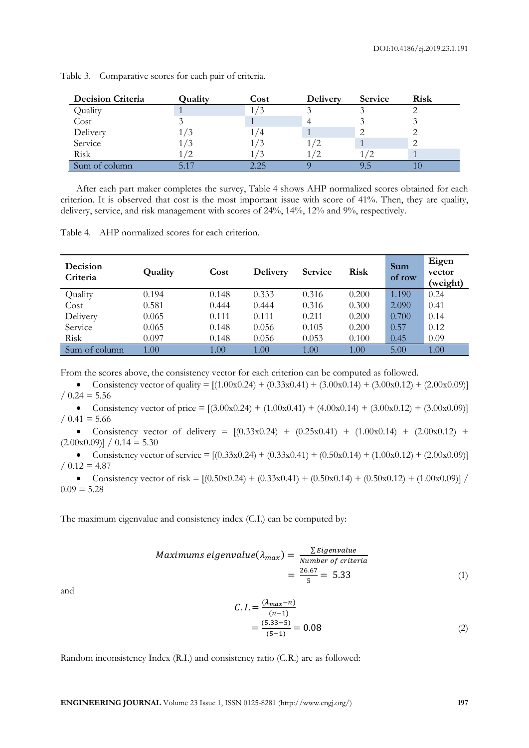Table 3. Comparative scores for each pair of criteria.

| Decision Criteria | Quality | Cost | Delivery | Service | Risk |
|---|---|---|---|---|---|
| Quality | 1 | 1/3 | 3 | 3 | 2 |
| Cost | 3 | 1 | 4 | 3 | 3 |
| Delivery | 1/3 | 1/4 | 1 | 2 | 2 |
| Service | 1/3 | 1/3 | 1/2 | 1 | 2 |
| Risk | 1/2 | 1/3 | 1/2 | 1/2 | 1 |
| Sum of column | 5.17 | 2.25 | 9 | 9.5 | 10 |

After each part maker completes the survey, Table 4 shows AHP normalized scores obtained for each criterion. It is observed that cost is the most important issue with score of 41%. Then, they are quality, delivery, service, and risk management with scores of 24%, 14%, 12% and 9%, respectively.

Table 4. AHP normalized scores for each criterion.

| Decision Criteria | Quality | Cost | Delivery | Service | Risk | Sum of row | Eigen vector (weight) |
|---|---|---|---|---|---|---|---|
| Quality | 0.194 | 0.148 | 0.333 | 0.316 | 0.200 | 1.190 | 0.24 |
| Cost | 0.581 | 0.444 | 0.444 | 0.316 | 0.300 | 2.090 | 0.41 |
| Delivery | 0.065 | 0.111 | 0.111 | 0.211 | 0.200 | 0.700 | 0.14 |
| Service | 0.065 | 0.148 | 0.056 | 0.105 | 0.200 | 0.57 | 0.12 |
| Risk | 0.097 | 0.148 | 0.056 | 0.053 | 0.100 | 0.45 | 0.09 |
| Sum of column | 1.00 | 1.00 | 1.00 | 1.00 | 1.00 | 5.00 | 1.00 |

From the scores above, the consistency vector for each criterion can be computed as followed.

- Consistency vector of quality = [(1.00x0.24) + (0.33x0.41) + (3.00x0.14) + (3.00x0.12) + (2.00x0.09)] / 0.24 = 5.56
- Consistency vector of price = [(3.00x0.24) + (1.00x0.41) + (4.00x0.14) + (3.00x0.12) + (3.00x0.09)] / 0.41 = 5.66
- Consistency vector of delivery = [(0.33x0.24) + (0.25x0.41) + (1.00x0.14) + (2.00x0.12) + (2.00x0.09)] / 0.14 = 5.30
- Consistency vector of service = [(0.33x0.24) + (0.33x0.41) + (0.50x0.14) + (1.00x0.12) + (2.00x0.09)] / 0.12 = 4.87
- Consistency vector of risk = [(0.50x0.24) + (0.33x0.41) + (0.50x0.14) + (0.50x0.12) + (1.00x0.09)] / 0.09 = 5.28

The maximum eigenvalue and consistency index (C.I.) can be computed by:

$$Maximums\ eigenvalue(\lambda_{max}) = \frac{\sum Eigenvalue}{Number\ of\ criteria} = \frac{26.67}{5} = 5.33 \tag{1}$$

and

$$C.I. = \frac{(\lambda_{max} - n)}{(n-1)} = \frac{(5.33-5)}{(5-1)} = 0.08 \tag{2}$$

Random inconsistency Index (R.I.) and consistency ratio (C.R.) are as followed: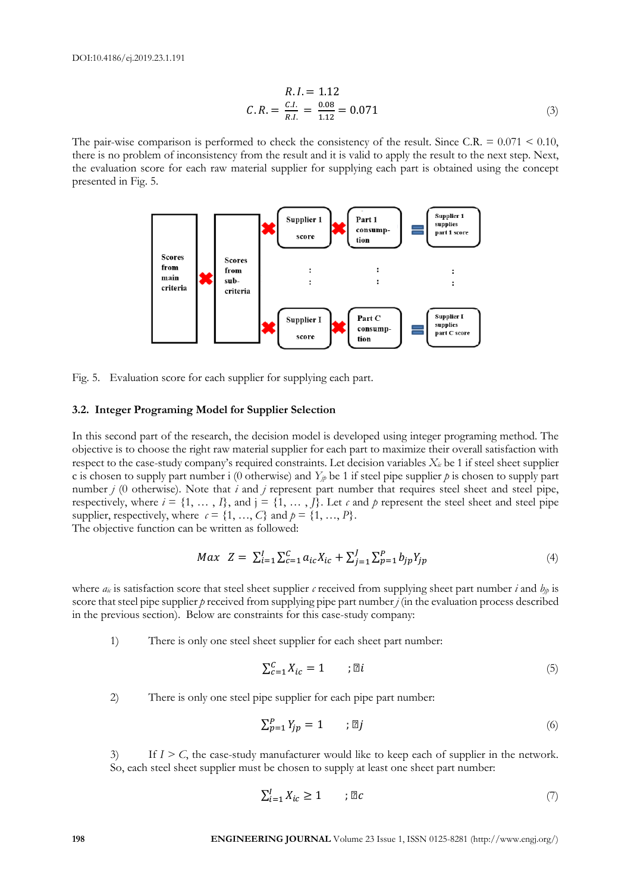$$R.I. = 1.12$$

$$C.R. = \frac{C.I.}{R.I.} = \frac{0.08}{1.12} = 0.071 \tag{3}$$

The pair-wise comparison is performed to check the consistency of the result. Since C.R. = 0.071 < 0.10, there is no problem of inconsistency from the result and it is valid to apply the result to the next step. Next, the evaluation score for each raw material supplier for supplying each part is obtained using the concept presented in Fig. 5.

Fig. 5. Evaluation score for each supplier for supplying each part.

### 3.2. Integer Programing Model for Supplier Selection

In this second part of the research, the decision model is developed using integer programing method. The objective is to choose the right raw material supplier for each part to maximize their overall satisfaction with respect to the case-study company's required constraints. Let decision variables $X_{ic}$ be 1 if steel sheet supplier c is chosen to supply part number i (0 otherwise) and $Y_{jp}$ be 1 if steel pipe supplier $p$ is chosen to supply part number $j$ (0 otherwise). Note that $i$ and $j$ represent part number that requires steel sheet and steel pipe, respectively, where $i = \{1, \ldots, I\}$, and $j = \{1, \ldots, J\}$. Let $c$ and $p$ represent the steel sheet and steel pipe supplier, respectively, where $c = \{1, \ldots, C\}$ and $p = \{1, \ldots, P\}$.
The objective function can be written as followed:

$$Max \quad Z = \sum_{i=1}^{I}\sum_{c=1}^{C} a_{ic}X_{ic} + \sum_{j=1}^{J}\sum_{p=1}^{P} b_{jp}Y_{jp} \tag{4}$$

where $a_{ic}$ is satisfaction score that steel sheet supplier $c$ received from supplying sheet part number $i$ and $b_{jp}$ is score that steel pipe supplier $p$ received from supplying pipe part number $j$ (in the evaluation process described in the previous section). Below are constraints for this case-study company:

1) There is only one steel sheet supplier for each sheet part number:

$$\sum_{c=1}^{C} X_{ic} = 1 \qquad ;\forall i \tag{5}$$

2) There is only one steel pipe supplier for each pipe part number:

$$\sum_{p=1}^{P} Y_{jp} = 1 \qquad ;\forall j \tag{6}$$

3) If $I > C$, the case-study manufacturer would like to keep each of supplier in the network. So, each steel sheet supplier must be chosen to supply at least one sheet part number:

$$\sum_{i=1}^{I} X_{ic} \geq 1 \qquad ;\forall c \tag{7}$$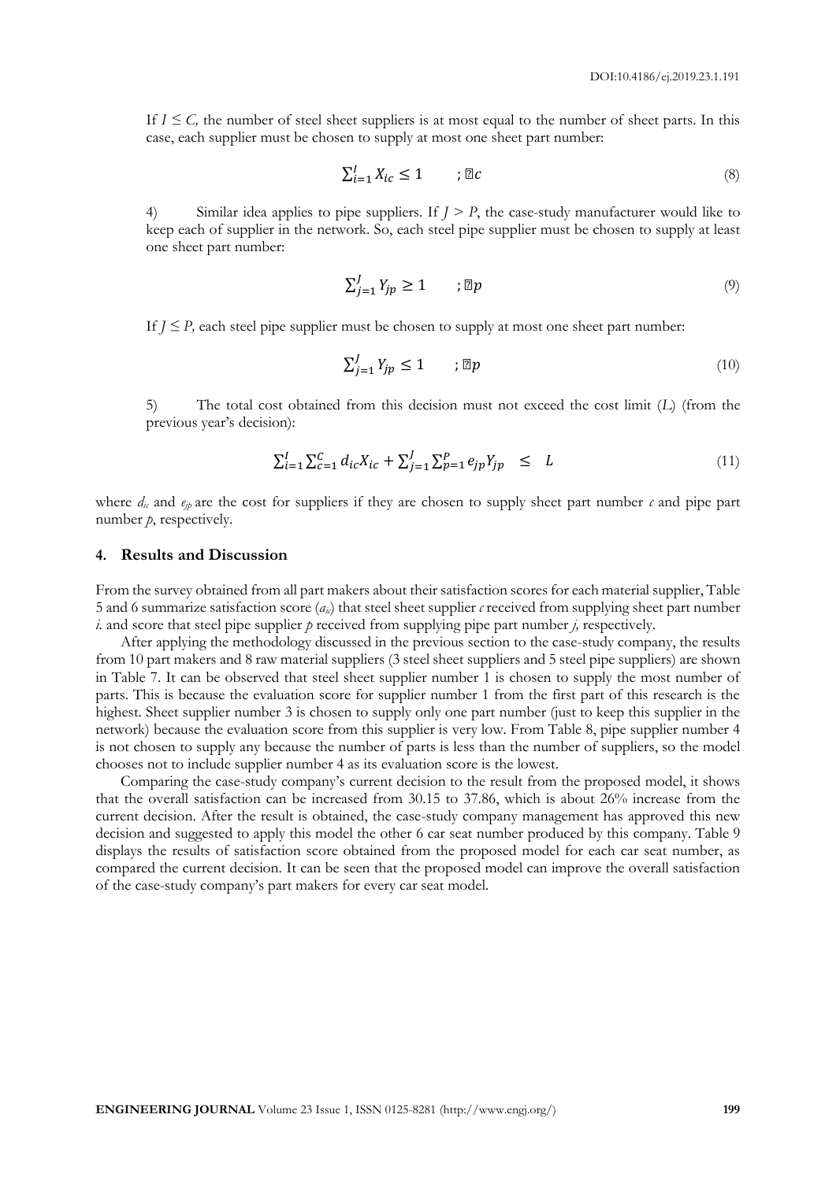If $I \leq C$, the number of steel sheet suppliers is at most equal to the number of sheet parts. In this case, each supplier must be chosen to supply at most one sheet part number:

$$\sum_{i=1}^{I} X_{ic} \leq 1 \qquad ; \forall c \tag{8}$$

4) Similar idea applies to pipe suppliers. If $J > P$, the case-study manufacturer would like to keep each of supplier in the network. So, each steel pipe supplier must be chosen to supply at least one sheet part number:

$$\sum_{j=1}^{J} Y_{jp} \geq 1 \qquad ; \forall p \tag{9}$$

If $J \leq P$, each steel pipe supplier must be chosen to supply at most one sheet part number:

$$\sum_{j=1}^{J} Y_{jp} \leq 1 \qquad ; \forall p \tag{10}$$

5) The total cost obtained from this decision must not exceed the cost limit ($L$) (from the previous year's decision):

$$\sum_{i=1}^{I} \sum_{c=1}^{C} d_{ic} X_{ic} + \sum_{j=1}^{J} \sum_{p=1}^{P} e_{jp} Y_{jp} \quad \leq \quad L \tag{11}$$

where $d_{ic}$ and $e_{jp}$ are the cost for suppliers if they are chosen to supply sheet part number $c$ and pipe part number $p$, respectively.

## 4. Results and Discussion

From the survey obtained from all part makers about their satisfaction scores for each material supplier, Table 5 and 6 summarize satisfaction score ($a_{ic}$) that steel sheet supplier $c$ received from supplying sheet part number $i$. and score that steel pipe supplier $p$ received from supplying pipe part number $j$, respectively.

After applying the methodology discussed in the previous section to the case-study company, the results from 10 part makers and 8 raw material suppliers (3 steel sheet suppliers and 5 steel pipe suppliers) are shown in Table 7. It can be observed that steel sheet supplier number 1 is chosen to supply the most number of parts. This is because the evaluation score for supplier number 1 from the first part of this research is the highest. Sheet supplier number 3 is chosen to supply only one part number (just to keep this supplier in the network) because the evaluation score from this supplier is very low. From Table 8, pipe supplier number 4 is not chosen to supply any because the number of parts is less than the number of suppliers, so the model chooses not to include supplier number 4 as its evaluation score is the lowest.

Comparing the case-study company's current decision to the result from the proposed model, it shows that the overall satisfaction can be increased from 30.15 to 37.86, which is about 26% increase from the current decision. After the result is obtained, the case-study company management has approved this new decision and suggested to apply this model the other 6 car seat number produced by this company. Table 9 displays the results of satisfaction score obtained from the proposed model for each car seat number, as compared the current decision. It can be seen that the proposed model can improve the overall satisfaction of the case-study company's part makers for every car seat model.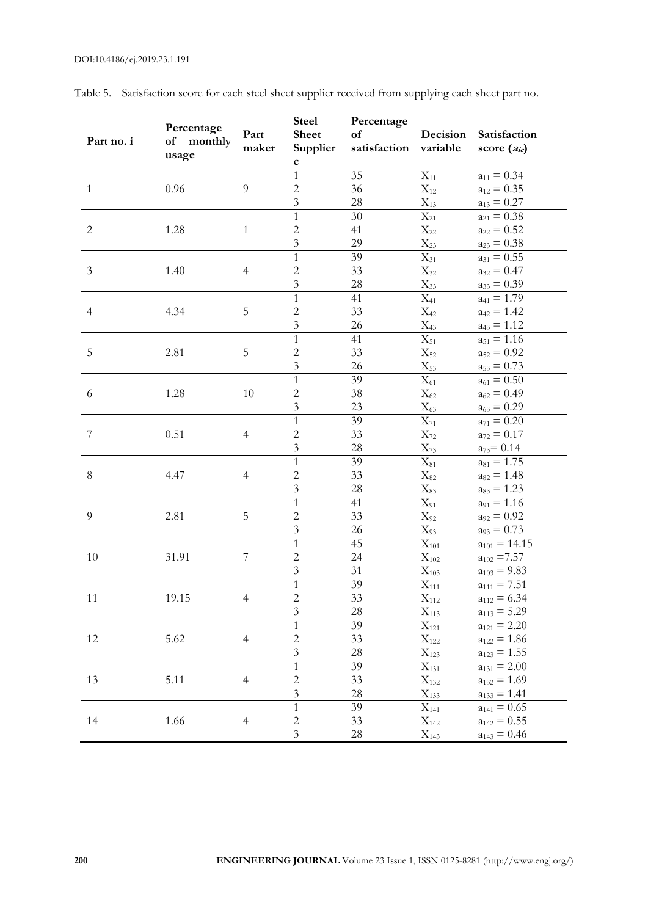Table 5. Satisfaction score for each steel sheet supplier received from supplying each sheet part no.

| Part no. i | Percentage of monthly usage | Part maker | Steel Sheet Supplier c | Percentage of satisfaction | Decision variable | Satisfaction score ($a_{ic}$) |
|---|---|---|---|---|---|---|
| 1 | 0.96 | 9 | 1 | 35 | $X_{11}$ | $a_{11} = 0.34$ |
| | | | 2 | 36 | $X_{12}$ | $a_{12} = 0.35$ |
| | | | 3 | 28 | $X_{13}$ | $a_{13} = 0.27$ |
| 2 | 1.28 | 1 | 1 | 30 | $X_{21}$ | $a_{21} = 0.38$ |
| | | | 2 | 41 | $X_{22}$ | $a_{22} = 0.52$ |
| | | | 3 | 29 | $X_{23}$ | $a_{23} = 0.38$ |
| 3 | 1.40 | 4 | 1 | 39 | $X_{31}$ | $a_{31} = 0.55$ |
| | | | 2 | 33 | $X_{32}$ | $a_{32} = 0.47$ |
| | | | 3 | 28 | $X_{33}$ | $a_{33} = 0.39$ |
| 4 | 4.34 | 5 | 1 | 41 | $X_{41}$ | $a_{41} = 1.79$ |
| | | | 2 | 33 | $X_{42}$ | $a_{42} = 1.42$ |
| | | | 3 | 26 | $X_{43}$ | $a_{43} = 1.12$ |
| 5 | 2.81 | 5 | 1 | 41 | $X_{51}$ | $a_{51} = 1.16$ |
| | | | 2 | 33 | $X_{52}$ | $a_{52} = 0.92$ |
| | | | 3 | 26 | $X_{53}$ | $a_{53} = 0.73$ |
| 6 | 1.28 | 10 | 1 | 39 | $X_{61}$ | $a_{61} = 0.50$ |
| | | | 2 | 38 | $X_{62}$ | $a_{62} = 0.49$ |
| | | | 3 | 23 | $X_{63}$ | $a_{63} = 0.29$ |
| 7 | 0.51 | 4 | 1 | 39 | $X_{71}$ | $a_{71} = 0.20$ |
| | | | 2 | 33 | $X_{72}$ | $a_{72} = 0.17$ |
| | | | 3 | 28 | $X_{73}$ | $a_{73} = 0.14$ |
| 8 | 4.47 | 4 | 1 | 39 | $X_{81}$ | $a_{81} = 1.75$ |
| | | | 2 | 33 | $X_{82}$ | $a_{82} = 1.48$ |
| | | | 3 | 28 | $X_{83}$ | $a_{83} = 1.23$ |
| 9 | 2.81 | 5 | 1 | 41 | $X_{91}$ | $a_{91} = 1.16$ |
| | | | 2 | 33 | $X_{92}$ | $a_{92} = 0.92$ |
| | | | 3 | 26 | $X_{93}$ | $a_{93} = 0.73$ |
| 10 | 31.91 | 7 | 1 | 45 | $X_{101}$ | $a_{101} = 14.15$ |
| | | | 2 | 24 | $X_{102}$ | $a_{102} = 7.57$ |
| | | | 3 | 31 | $X_{103}$ | $a_{103} = 9.83$ |
| 11 | 19.15 | 4 | 1 | 39 | $X_{111}$ | $a_{111} = 7.51$ |
| | | | 2 | 33 | $X_{112}$ | $a_{112} = 6.34$ |
| | | | 3 | 28 | $X_{113}$ | $a_{113} = 5.29$ |
| 12 | 5.62 | 4 | 1 | 39 | $X_{121}$ | $a_{121} = 2.20$ |
| | | | 2 | 33 | $X_{122}$ | $a_{122} = 1.86$ |
| | | | 3 | 28 | $X_{123}$ | $a_{123} = 1.55$ |
| 13 | 5.11 | 4 | 1 | 39 | $X_{131}$ | $a_{131} = 2.00$ |
| | | | 2 | 33 | $X_{132}$ | $a_{132} = 1.69$ |
| | | | 3 | 28 | $X_{133}$ | $a_{133} = 1.41$ |
| 14 | 1.66 | 4 | 1 | 39 | $X_{141}$ | $a_{141} = 0.65$ |
| | | | 2 | 33 | $X_{142}$ | $a_{142} = 0.55$ |
| | | | 3 | 28 | $X_{143}$ | $a_{143} = 0.46$ |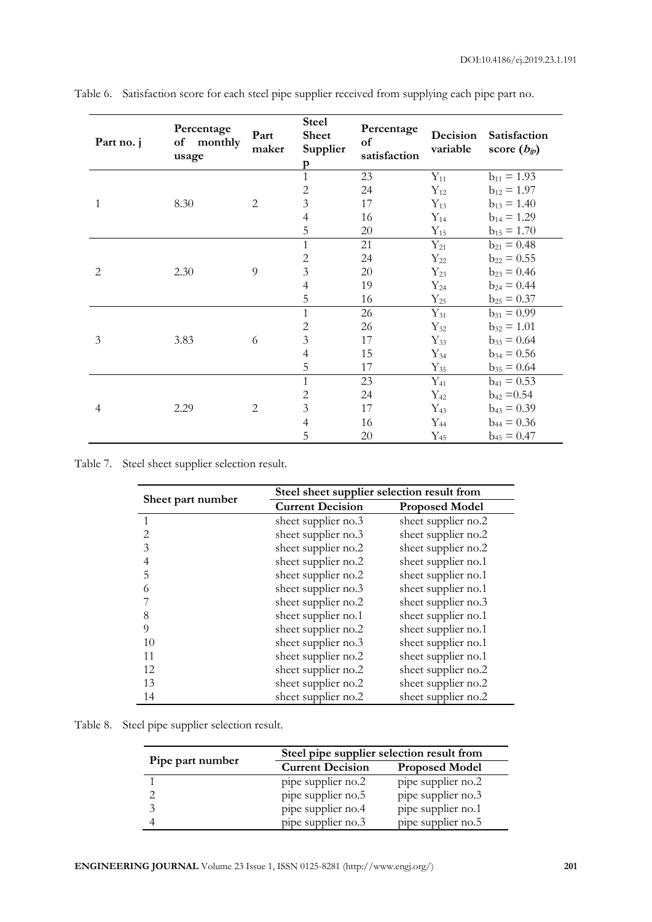Table 6. Satisfaction score for each steel pipe supplier received from supplying each pipe part no.

| Part no. j | Percentage of monthly usage | Part maker | Steel Sheet Supplier p | Percentage of satisfaction | Decision variable | Satisfaction score ($b_{jp}$) |
|---|---|---|---|---|---|---|
| 1 | 8.30 | 2 | 1 | 23 | $Y_{11}$ | $b_{11} = 1.93$ |
| | | | 2 | 24 | $Y_{12}$ | $b_{12} = 1.97$ |
| | | | 3 | 17 | $Y_{13}$ | $b_{13} = 1.40$ |
| | | | 4 | 16 | $Y_{14}$ | $b_{14} = 1.29$ |
| | | | 5 | 20 | $Y_{15}$ | $b_{15} = 1.70$ |
| 2 | 2.30 | 9 | 1 | 21 | $Y_{21}$ | $b_{21} = 0.48$ |
| | | | 2 | 24 | $Y_{22}$ | $b_{22} = 0.55$ |
| | | | 3 | 20 | $Y_{23}$ | $b_{23} = 0.46$ |
| | | | 4 | 19 | $Y_{24}$ | $b_{24} = 0.44$ |
| | | | 5 | 16 | $Y_{25}$ | $b_{25} = 0.37$ |
| 3 | 3.83 | 6 | 1 | 26 | $Y_{31}$ | $b_{31} = 0.99$ |
| | | | 2 | 26 | $Y_{32}$ | $b_{32} = 1.01$ |
| | | | 3 | 17 | $Y_{33}$ | $b_{33} = 0.64$ |
| | | | 4 | 15 | $Y_{34}$ | $b_{34} = 0.56$ |
| | | | 5 | 17 | $Y_{35}$ | $b_{35} = 0.64$ |
| 4 | 2.29 | 2 | 1 | 23 | $Y_{41}$ | $b_{41} = 0.53$ |
| | | | 2 | 24 | $Y_{42}$ | $b_{42} = 0.54$ |
| | | | 3 | 17 | $Y_{43}$ | $b_{43} = 0.39$ |
| | | | 4 | 16 | $Y_{44}$ | $b_{44} = 0.36$ |
| | | | 5 | 20 | $Y_{45}$ | $b_{45} = 0.47$ |

Table 7. Steel sheet supplier selection result.

| Sheet part number | Steel sheet supplier selection result from | |
|---|---|---|
| | Current Decision | Proposed Model |
| 1 | sheet supplier no.3 | sheet supplier no.2 |
| 2 | sheet supplier no.3 | sheet supplier no.2 |
| 3 | sheet supplier no.2 | sheet supplier no.2 |
| 4 | sheet supplier no.2 | sheet supplier no.1 |
| 5 | sheet supplier no.2 | sheet supplier no.1 |
| 6 | sheet supplier no.3 | sheet supplier no.1 |
| 7 | sheet supplier no.2 | sheet supplier no.3 |
| 8 | sheet supplier no.1 | sheet supplier no.1 |
| 9 | sheet supplier no.2 | sheet supplier no.1 |
| 10 | sheet supplier no.3 | sheet supplier no.1 |
| 11 | sheet supplier no.2 | sheet supplier no.1 |
| 12 | sheet supplier no.2 | sheet supplier no.2 |
| 13 | sheet supplier no.2 | sheet supplier no.2 |
| 14 | sheet supplier no.2 | sheet supplier no.2 |

Table 8. Steel pipe supplier selection result.

| Pipe part number | Steel pipe supplier selection result from | |
|---|---|---|
| | Current Decision | Proposed Model |
| 1 | pipe supplier no.2 | pipe supplier no.2 |
| 2 | pipe supplier no.5 | pipe supplier no.3 |
| 3 | pipe supplier no.4 | pipe supplier no.1 |
| 4 | pipe supplier no.3 | pipe supplier no.5 |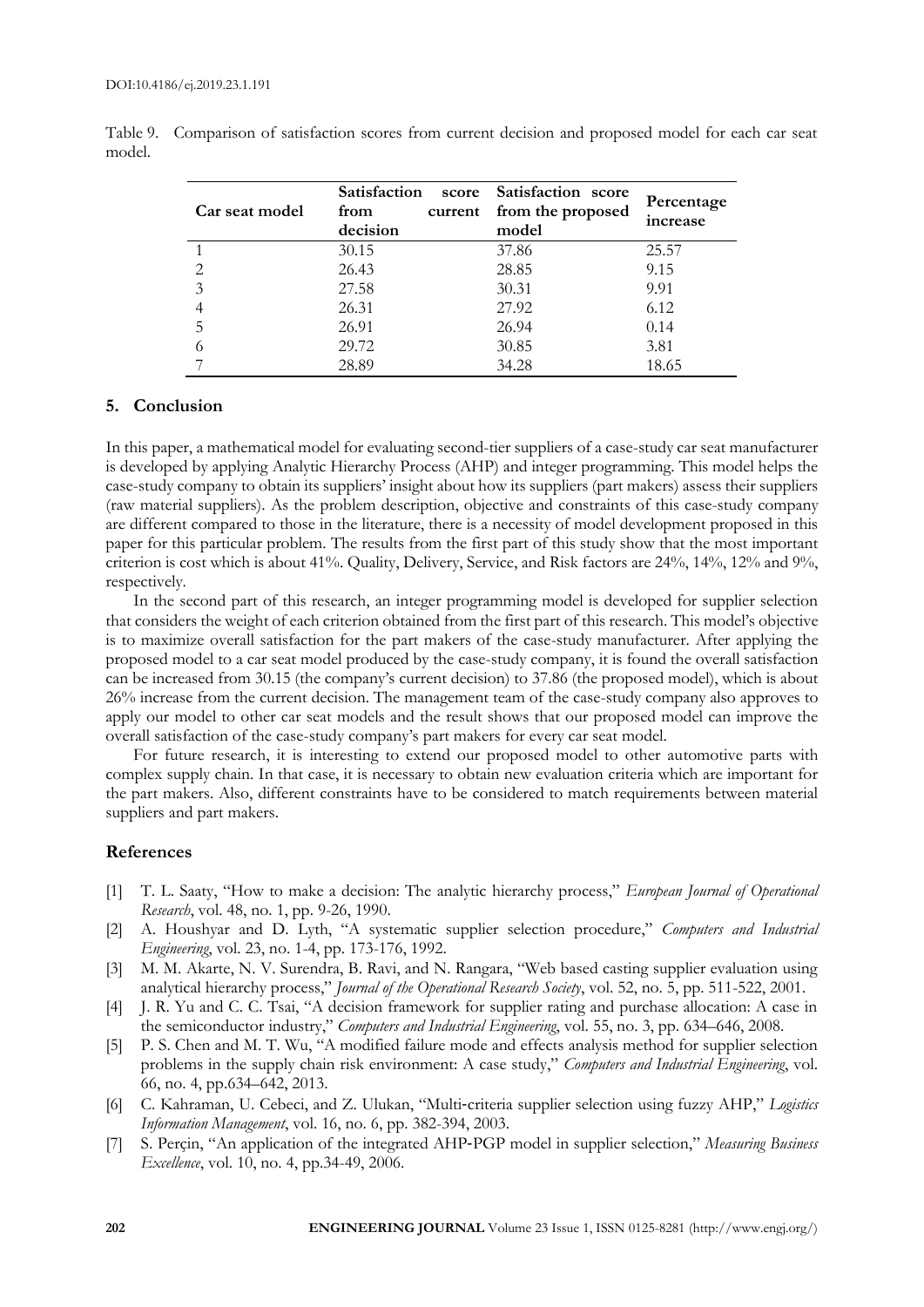Table 9. Comparison of satisfaction scores from current decision and proposed model for each car seat model.

| Car seat model | Satisfaction score from current decision | Satisfaction score from the proposed model | Percentage increase |
|---|---|---|---|
| 1 | 30.15 | 37.86 | 25.57 |
| 2 | 26.43 | 28.85 | 9.15 |
| 3 | 27.58 | 30.31 | 9.91 |
| 4 | 26.31 | 27.92 | 6.12 |
| 5 | 26.91 | 26.94 | 0.14 |
| 6 | 29.72 | 30.85 | 3.81 |
| 7 | 28.89 | 34.28 | 18.65 |

## 5. Conclusion

In this paper, a mathematical model for evaluating second-tier suppliers of a case-study car seat manufacturer is developed by applying Analytic Hierarchy Process (AHP) and integer programming. This model helps the case-study company to obtain its suppliers' insight about how its suppliers (part makers) assess their suppliers (raw material suppliers). As the problem description, objective and constraints of this case-study company are different compared to those in the literature, there is a necessity of model development proposed in this paper for this particular problem. The results from the first part of this study show that the most important criterion is cost which is about 41%. Quality, Delivery, Service, and Risk factors are 24%, 14%, 12% and 9%, respectively.

In the second part of this research, an integer programming model is developed for supplier selection that considers the weight of each criterion obtained from the first part of this research. This model's objective is to maximize overall satisfaction for the part makers of the case-study manufacturer. After applying the proposed model to a car seat model produced by the case-study company, it is found the overall satisfaction can be increased from 30.15 (the company's current decision) to 37.86 (the proposed model), which is about 26% increase from the current decision. The management team of the case-study company also approves to apply our model to other car seat models and the result shows that our proposed model can improve the overall satisfaction of the case-study company's part makers for every car seat model.

For future research, it is interesting to extend our proposed model to other automotive parts with complex supply chain. In that case, it is necessary to obtain new evaluation criteria which are important for the part makers. Also, different constraints have to be considered to match requirements between material suppliers and part makers.

## References

[1] T. L. Saaty, "How to make a decision: The analytic hierarchy process," *European Journal of Operational Research*, vol. 48, no. 1, pp. 9-26, 1990.

[2] A. Houshyar and D. Lyth, "A systematic supplier selection procedure," *Computers and Industrial Engineering*, vol. 23, no. 1-4, pp. 173-176, 1992.

[3] M. M. Akarte, N. V. Surendra, B. Ravi, and N. Rangara, "Web based casting supplier evaluation using analytical hierarchy process," *Journal of the Operational Research Society*, vol. 52, no. 5, pp. 511-522, 2001.

[4] J. R. Yu and C. C. Tsai, "A decision framework for supplier rating and purchase allocation: A case in the semiconductor industry," *Computers and Industrial Engineering*, vol. 55, no. 3, pp. 634–646, 2008.

[5] P. S. Chen and M. T. Wu, "A modified failure mode and effects analysis method for supplier selection problems in the supply chain risk environment: A case study," *Computers and Industrial Engineering*, vol. 66, no. 4, pp.634–642, 2013.

[6] C. Kahraman, U. Cebeci, and Z. Ulukan, "Multi-criteria supplier selection using fuzzy AHP," *Logistics Information Management*, vol. 16, no. 6, pp. 382-394, 2003.

[7] S. Perçin, "An application of the integrated AHP-PGP model in supplier selection," *Measuring Business Excellence*, vol. 10, no. 4, pp.34-49, 2006.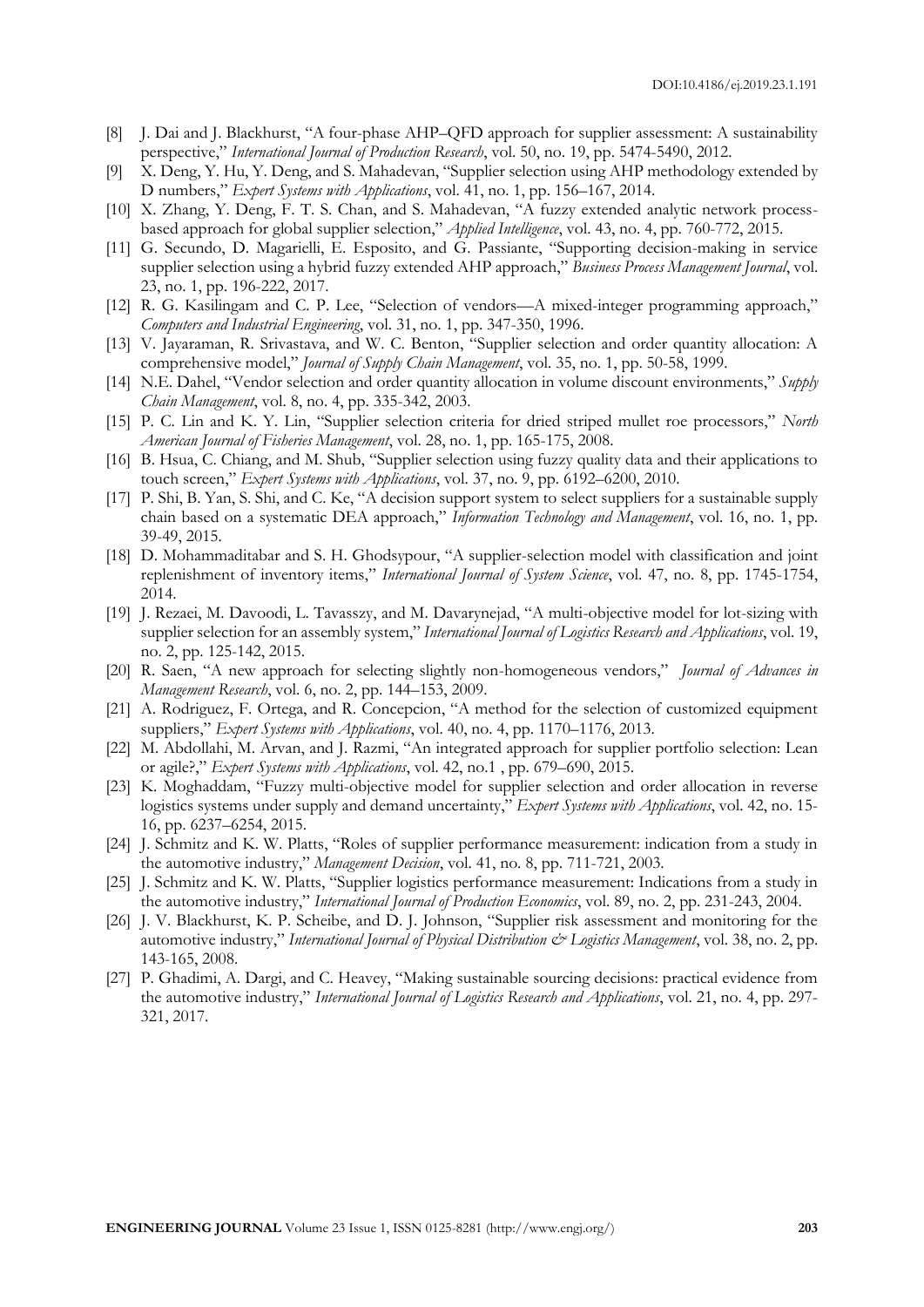[8] J. Dai and J. Blackhurst, "A four-phase AHP–QFD approach for supplier assessment: A sustainability perspective," *International Journal of Production Research*, vol. 50, no. 19, pp. 5474-5490, 2012.

[9] X. Deng, Y. Hu, Y. Deng, and S. Mahadevan, "Supplier selection using AHP methodology extended by D numbers," *Expert Systems with Applications*, vol. 41, no. 1, pp. 156–167, 2014.

[10] X. Zhang, Y. Deng, F. T. S. Chan, and S. Mahadevan, "A fuzzy extended analytic network process-based approach for global supplier selection," *Applied Intelligence*, vol. 43, no. 4, pp. 760-772, 2015.

[11] G. Secundo, D. Magarielli, E. Esposito, and G. Passiante, "Supporting decision-making in service supplier selection using a hybrid fuzzy extended AHP approach," *Business Process Management Journal*, vol. 23, no. 1, pp. 196-222, 2017.

[12] R. G. Kasilingam and C. P. Lee, "Selection of vendors—A mixed-integer programming approach," *Computers and Industrial Engineering*, vol. 31, no. 1, pp. 347-350, 1996.

[13] V. Jayaraman, R. Srivastava, and W. C. Benton, "Supplier selection and order quantity allocation: A comprehensive model," *Journal of Supply Chain Management*, vol. 35, no. 1, pp. 50-58, 1999.

[14] N.E. Dahel, "Vendor selection and order quantity allocation in volume discount environments," *Supply Chain Management*, vol. 8, no. 4, pp. 335-342, 2003.

[15] P. C. Lin and K. Y. Lin, "Supplier selection criteria for dried striped mullet roe processors," *North American Journal of Fisheries Management*, vol. 28, no. 1, pp. 165-175, 2008.

[16] B. Hsua, C. Chiang, and M. Shub, "Supplier selection using fuzzy quality data and their applications to touch screen," *Expert Systems with Applications*, vol. 37, no. 9, pp. 6192–6200, 2010.

[17] P. Shi, B. Yan, S. Shi, and C. Ke, "A decision support system to select suppliers for a sustainable supply chain based on a systematic DEA approach," *Information Technology and Management*, vol. 16, no. 1, pp. 39-49, 2015.

[18] D. Mohammaditabar and S. H. Ghodsypour, "A supplier-selection model with classification and joint replenishment of inventory items," *International Journal of System Science*, vol. 47, no. 8, pp. 1745-1754, 2014.

[19] J. Rezaei, M. Davoodi, L. Tavasszy, and M. Davarynejad, "A multi-objective model for lot-sizing with supplier selection for an assembly system," *International Journal of Logistics Research and Applications*, vol. 19, no. 2, pp. 125-142, 2015.

[20] R. Saen, "A new approach for selecting slightly non-homogeneous vendors," *Journal of Advances in Management Research*, vol. 6, no. 2, pp. 144–153, 2009.

[21] A. Rodriguez, F. Ortega, and R. Concepcion, "A method for the selection of customized equipment suppliers," *Expert Systems with Applications*, vol. 40, no. 4, pp. 1170–1176, 2013.

[22] M. Abdollahi, M. Arvan, and J. Razmi, "An integrated approach for supplier portfolio selection: Lean or agile?," *Expert Systems with Applications*, vol. 42, no.1 , pp. 679–690, 2015.

[23] K. Moghaddam, "Fuzzy multi-objective model for supplier selection and order allocation in reverse logistics systems under supply and demand uncertainty," *Expert Systems with Applications*, vol. 42, no. 15-16, pp. 6237–6254, 2015.

[24] J. Schmitz and K. W. Platts, "Roles of supplier performance measurement: indication from a study in the automotive industry," *Management Decision*, vol. 41, no. 8, pp. 711-721, 2003.

[25] J. Schmitz and K. W. Platts, "Supplier logistics performance measurement: Indications from a study in the automotive industry," *International Journal of Production Economics*, vol. 89, no. 2, pp. 231-243, 2004.

[26] J. V. Blackhurst, K. P. Scheibe, and D. J. Johnson, "Supplier risk assessment and monitoring for the automotive industry," *International Journal of Physical Distribution & Logistics Management*, vol. 38, no. 2, pp. 143-165, 2008.

[27] P. Ghadimi, A. Dargi, and C. Heavey, "Making sustainable sourcing decisions: practical evidence from the automotive industry," *International Journal of Logistics Research and Applications*, vol. 21, no. 4, pp. 297-321, 2017.